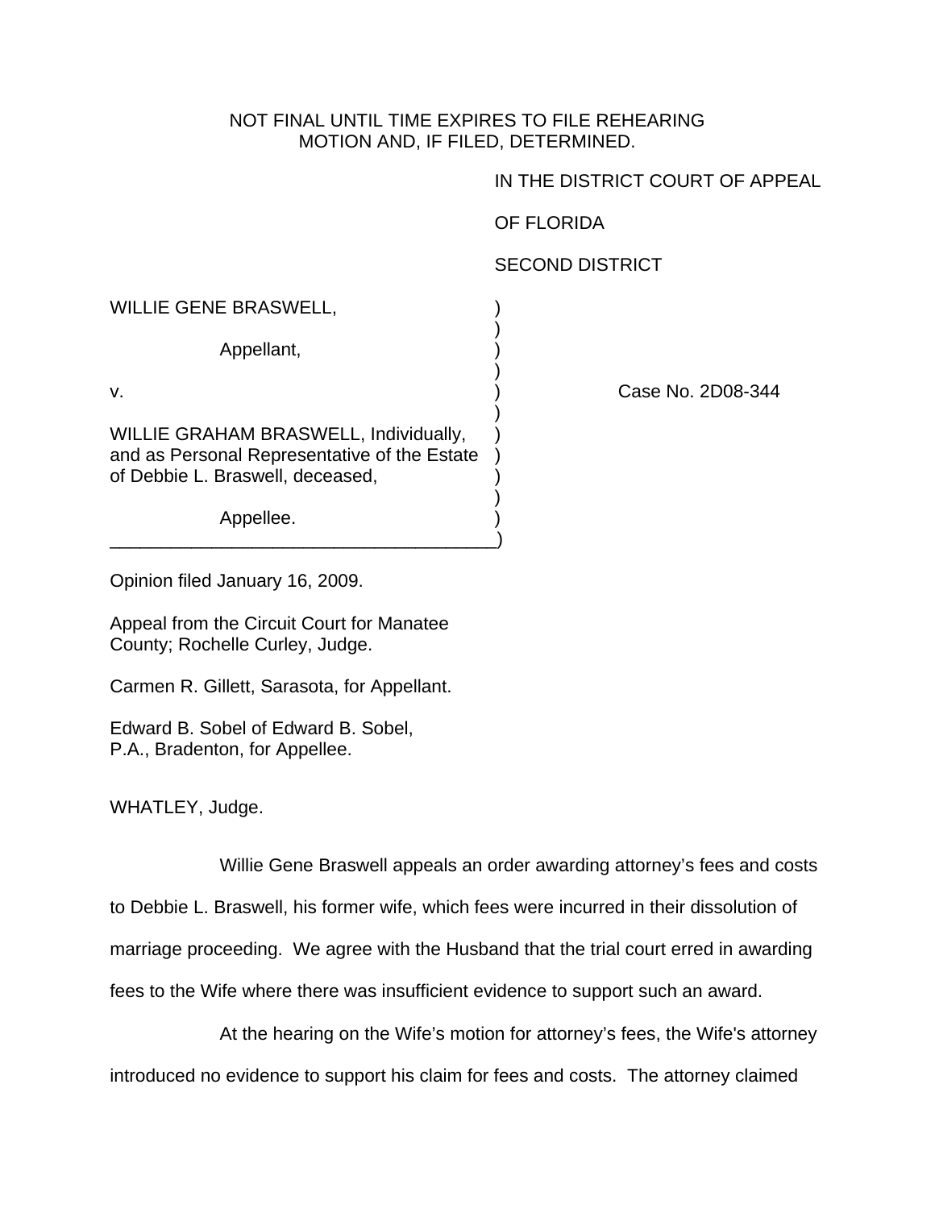NOT FINAL UNTIL TIME EXPIRES TO FILE REHEARING
MOTION AND, IF FILED, DETERMINED.

IN THE DISTRICT COURT OF APPEAL

OF FLORIDA

SECOND DISTRICT

WILLIE GENE BRASWELL,

Appellant,

v.

WILLIE GRAHAM BRASWELL, Individually, and as Personal Representative of the Estate of Debbie L. Braswell, deceased,

Appellee.

Case No. 2D08-344

Opinion filed January 16, 2009.

Appeal from the Circuit Court for Manatee County; Rochelle Curley, Judge.

Carmen R. Gillett, Sarasota, for Appellant.

Edward B. Sobel of Edward B. Sobel, P.A., Bradenton, for Appellee.

WHATLEY, Judge.

Willie Gene Braswell appeals an order awarding attorney's fees and costs to Debbie L. Braswell, his former wife, which fees were incurred in their dissolution of marriage proceeding. We agree with the Husband that the trial court erred in awarding fees to the Wife where there was insufficient evidence to support such an award.

At the hearing on the Wife's motion for attorney's fees, the Wife's attorney introduced no evidence to support his claim for fees and costs. The attorney claimed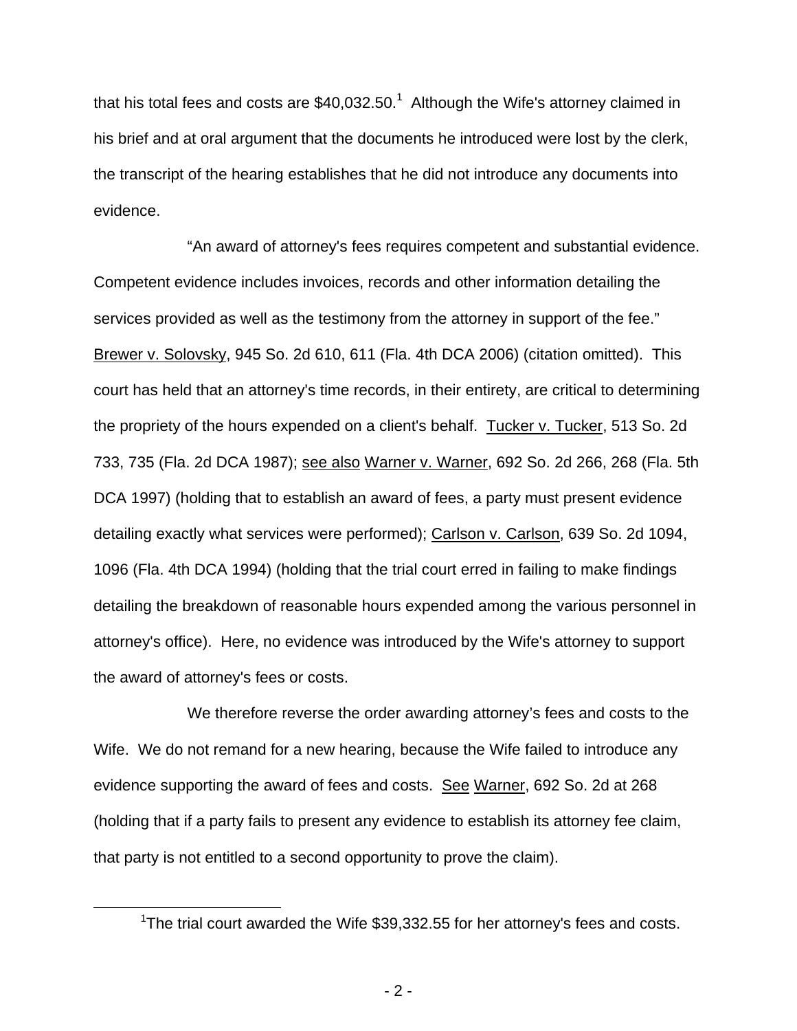that his total fees and costs are $40,032.50.[1] Although the Wife's attorney claimed in his brief and at oral argument that the documents he introduced were lost by the clerk, the transcript of the hearing establishes that he did not introduce any documents into evidence.

"An award of attorney's fees requires competent and substantial evidence. Competent evidence includes invoices, records and other information detailing the services provided as well as the testimony from the attorney in support of the fee." Brewer v. Solovsky, 945 So. 2d 610, 611 (Fla. 4th DCA 2006) (citation omitted). This court has held that an attorney's time records, in their entirety, are critical to determining the propriety of the hours expended on a client's behalf. Tucker v. Tucker, 513 So. 2d 733, 735 (Fla. 2d DCA 1987); see also Warner v. Warner, 692 So. 2d 266, 268 (Fla. 5th DCA 1997) (holding that to establish an award of fees, a party must present evidence detailing exactly what services were performed); Carlson v. Carlson, 639 So. 2d 1094, 1096 (Fla. 4th DCA 1994) (holding that the trial court erred in failing to make findings detailing the breakdown of reasonable hours expended among the various personnel in attorney's office). Here, no evidence was introduced by the Wife's attorney to support the award of attorney's fees or costs.

We therefore reverse the order awarding attorney's fees and costs to the Wife. We do not remand for a new hearing, because the Wife failed to introduce any evidence supporting the award of fees and costs. See Warner, 692 So. 2d at 268 (holding that if a party fails to present any evidence to establish its attorney fee claim, that party is not entitled to a second opportunity to prove the claim).

---

[1]The trial court awarded the Wife $39,332.55 for her attorney's fees and costs.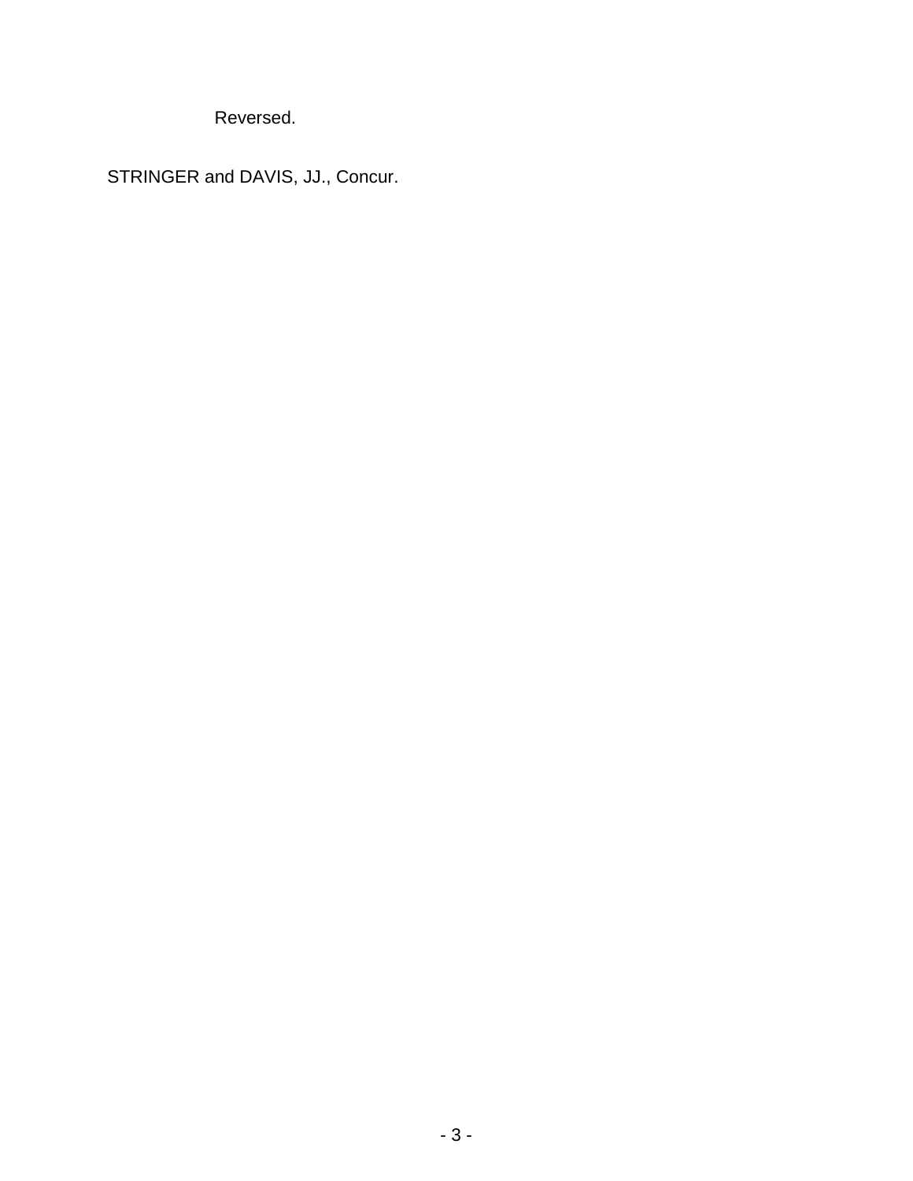Reversed.

STRINGER and DAVIS, JJ., Concur.